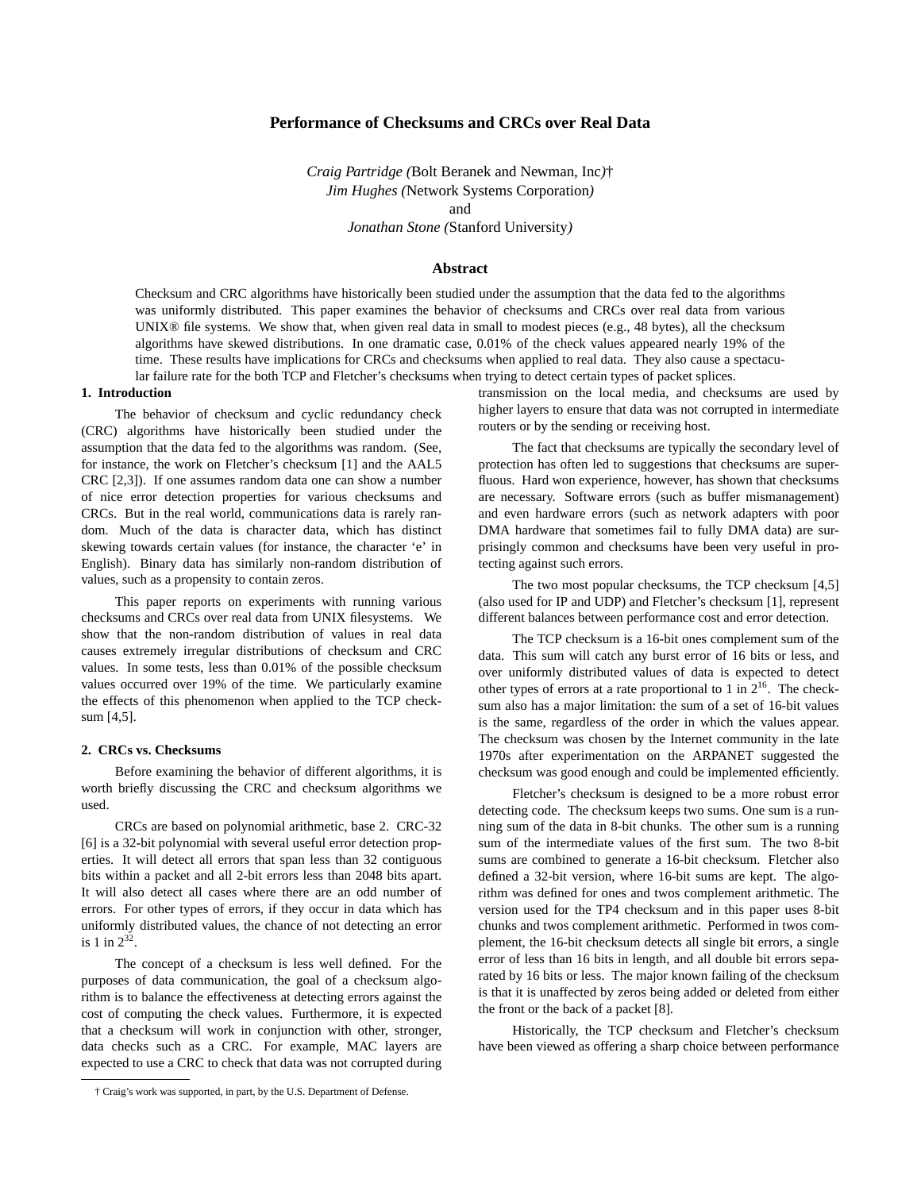# Performance of Checksums and CRCs over Real Data

*Craig Partridge (*Bolt Beranek and Newman, Inc*)*†
*Jim Hughes (*Network Systems Corporation*)*
and
*Jonathan Stone (*Stanford University*)*

## Abstract

Checksum and CRC algorithms have historically been studied under the assumption that the data fed to the algorithms was uniformly distributed. This paper examines the behavior of checksums and CRCs over real data from various UNIX® file systems. We show that, when given real data in small to modest pieces (e.g., 48 bytes), all the checksum algorithms have skewed distributions. In one dramatic case, 0.01% of the check values appeared nearly 19% of the time. These results have implications for CRCs and checksums when applied to real data. They also cause a spectacular failure rate for the both TCP and Fletcher's checksums when trying to detect certain types of packet splices.

## 1. Introduction

The behavior of checksum and cyclic redundancy check (CRC) algorithms have historically been studied under the assumption that the data fed to the algorithms was random. (See, for instance, the work on Fletcher's checksum [1] and the AAL5 CRC [2,3]). If one assumes random data one can show a number of nice error detection properties for various checksums and CRCs. But in the real world, communications data is rarely random. Much of the data is character data, which has distinct skewing towards certain values (for instance, the character 'e' in English). Binary data has similarly non-random distribution of values, such as a propensity to contain zeros.

This paper reports on experiments with running various checksums and CRCs over real data from UNIX filesystems. We show that the non-random distribution of values in real data causes extremely irregular distributions of checksum and CRC values. In some tests, less than 0.01% of the possible checksum values occurred over 19% of the time. We particularly examine the effects of this phenomenon when applied to the TCP checksum [4,5].

## 2. CRCs vs. Checksums

Before examining the behavior of different algorithms, it is worth briefly discussing the CRC and checksum algorithms we used.

CRCs are based on polynomial arithmetic, base 2. CRC-32 [6] is a 32-bit polynomial with several useful error detection properties. It will detect all errors that span less than 32 contiguous bits within a packet and all 2-bit errors less than 2048 bits apart. It will also detect all cases where there are an odd number of errors. For other types of errors, if they occur in data which has uniformly distributed values, the chance of not detecting an error is 1 in $2^{32}$.

The concept of a checksum is less well defined. For the purposes of data communication, the goal of a checksum algorithm is to balance the effectiveness at detecting errors against the cost of computing the check values. Furthermore, it is expected that a checksum will work in conjunction with other, stronger, data checks such as a CRC. For example, MAC layers are expected to use a CRC to check that data was not corrupted during transmission on the local media, and checksums are used by higher layers to ensure that data was not corrupted in intermediate routers or by the sending or receiving host.

The fact that checksums are typically the secondary level of protection has often led to suggestions that checksums are superfluous. Hard won experience, however, has shown that checksums are necessary. Software errors (such as buffer mismanagement) and even hardware errors (such as network adapters with poor DMA hardware that sometimes fail to fully DMA data) are surprisingly common and checksums have been very useful in protecting against such errors.

The two most popular checksums, the TCP checksum [4,5] (also used for IP and UDP) and Fletcher's checksum [1], represent different balances between performance cost and error detection.

The TCP checksum is a 16-bit ones complement sum of the data. This sum will catch any burst error of 16 bits or less, and over uniformly distributed values of data is expected to detect other types of errors at a rate proportional to 1 in $2^{16}$. The checksum also has a major limitation: the sum of a set of 16-bit values is the same, regardless of the order in which the values appear. The checksum was chosen by the Internet community in the late 1970s after experimentation on the ARPANET suggested the checksum was good enough and could be implemented efficiently.

Fletcher's checksum is designed to be a more robust error detecting code. The checksum keeps two sums. One sum is a running sum of the data in 8-bit chunks. The other sum is a running sum of the intermediate values of the first sum. The two 8-bit sums are combined to generate a 16-bit checksum. Fletcher also defined a 32-bit version, where 16-bit sums are kept. The algorithm was defined for ones and twos complement arithmetic. The version used for the TP4 checksum and in this paper uses 8-bit chunks and twos complement arithmetic. Performed in twos complement, the 16-bit checksum detects all single bit errors, a single error of less than 16 bits in length, and all double bit errors separated by 16 bits or less. The major known failing of the checksum is that it is unaffected by zeros being added or deleted from either the front or the back of a packet [8].

Historically, the TCP checksum and Fletcher's checksum have been viewed as offering a sharp choice between performance

† Craig's work was supported, in part, by the U.S. Department of Defense.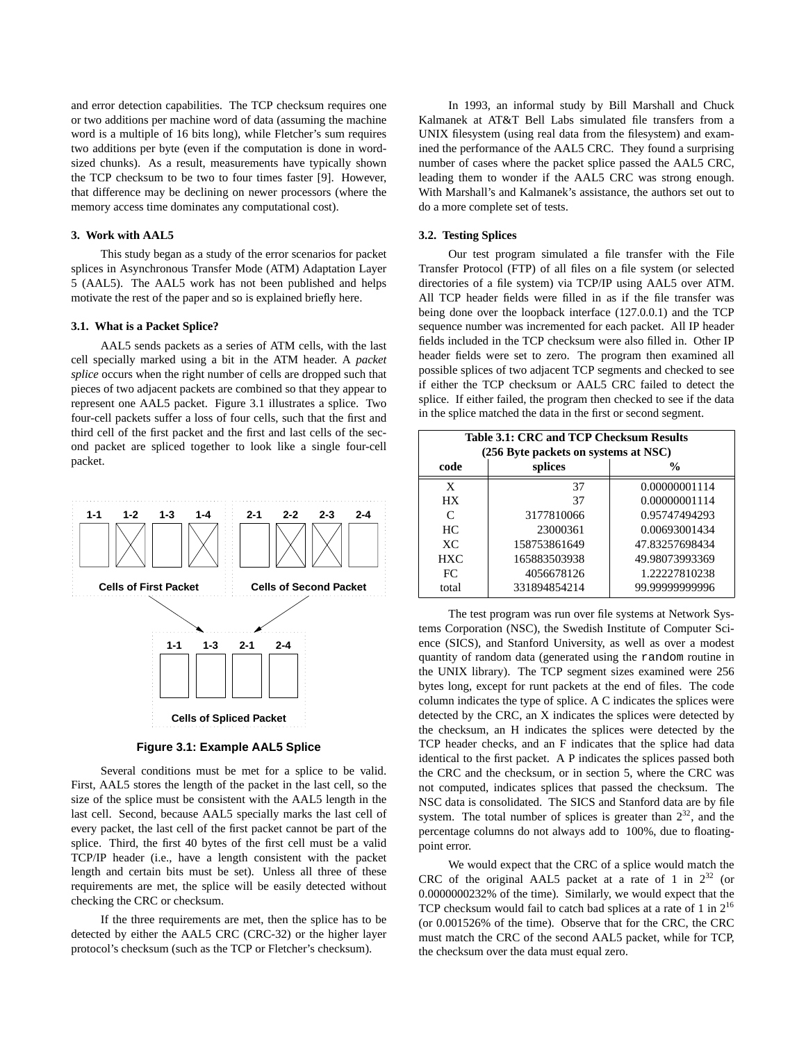and error detection capabilities. The TCP checksum requires one or two additions per machine word of data (assuming the machine word is a multiple of 16 bits long), while Fletcher's sum requires two additions per byte (even if the computation is done in word-sized chunks). As a result, measurements have typically shown the TCP checksum to be two to four times faster [9]. However, that difference may be declining on newer processors (where the memory access time dominates any computational cost).

### 3. Work with AAL5

This study began as a study of the error scenarios for packet splices in Asynchronous Transfer Mode (ATM) Adaptation Layer 5 (AAL5). The AAL5 work has not been published and helps motivate the rest of the paper and so is explained briefly here.

#### 3.1. What is a Packet Splice?

AAL5 sends packets as a series of ATM cells, with the last cell specially marked using a bit in the ATM header. A *packet splice* occurs when the right number of cells are dropped such that pieces of two adjacent packets are combined so that they appear to represent one AAL5 packet. Figure 3.1 illustrates a splice. Two four-cell packets suffer a loss of four cells, such that the first and third cell of the first packet and the first and last cells of the second packet are spliced together to look like a single four-cell packet.

1-1 1-2 1-3 1-4 2-1 2-2 2-3 2-4

Cells of First Packet — Cells of Second Packet

1-1 1-3 2-1 2-4

Cells of Spliced Packet

**Figure 3.1: Example AAL5 Splice**

Several conditions must be met for a splice to be valid. First, AAL5 stores the length of the packet in the last cell, so the size of the splice must be consistent with the AAL5 length in the last cell. Second, because AAL5 specially marks the last cell of every packet, the last cell of the first packet cannot be part of the splice. Third, the first 40 bytes of the first cell must be a valid TCP/IP header (i.e., have a length consistent with the packet length and certain bits must be set). Unless all three of these requirements are met, the splice will be easily detected without checking the CRC or checksum.

If the three requirements are met, then the splice has to be detected by either the AAL5 CRC (CRC-32) or the higher layer protocol's checksum (such as the TCP or Fletcher's checksum).

In 1993, an informal study by Bill Marshall and Chuck Kalmanek at AT&T Bell Labs simulated file transfers from a UNIX filesystem (using real data from the filesystem) and examined the performance of the AAL5 CRC. They found a surprising number of cases where the packet splice passed the AAL5 CRC, leading them to wonder if the AAL5 CRC was strong enough. With Marshall's and Kalmanek's assistance, the authors set out to do a more complete set of tests.

#### 3.2. Testing Splices

Our test program simulated a file transfer with the File Transfer Protocol (FTP) of all files on a file system (or selected directories of a file system) via TCP/IP using AAL5 over ATM. All TCP header fields were filled in as if the file transfer was being done over the loopback interface (127.0.0.1) and the TCP sequence number was incremented for each packet. All IP header fields included in the TCP checksum were also filled in. Other IP header fields were set to zero. The program then examined all possible splices of two adjacent TCP segments and checked to see if either the TCP checksum or AAL5 CRC failed to detect the splice. If either failed, the program then checked to see if the data in the splice matched the data in the first or second segment.

**Table 3.1: CRC and TCP Checksum Results (256 Byte packets on systems at NSC)**

| code | splices | % |
|---|---|---|
| X | 37 | 0.00000001114 |
| HX | 37 | 0.00000001114 |
| C | 3177810066 | 0.95747494293 |
| HC | 23000361 | 0.00693001434 |
| XC | 158753861649 | 47.83257698434 |
| HXC | 165883503938 | 49.98073993369 |
| FC | 4056678126 | 1.22227810238 |
| total | 331894854214 | 99.99999999996 |

The test program was run over file systems at Network Systems Corporation (NSC), the Swedish Institute of Computer Science (SICS), and Stanford University, as well as over a modest quantity of random data (generated using the `random` routine in the UNIX library). The TCP segment sizes examined were 256 bytes long, except for runt packets at the end of files. The code column indicates the type of splice. A C indicates the splices were detected by the CRC, an X indicates the splices were detected by the checksum, an H indicates the splices were detected by the TCP header checks, and an F indicates that the splice had data identical to the first packet. A P indicates the splices passed both the CRC and the checksum, or in section 5, where the CRC was not computed, indicates splices that passed the checksum. The NSC data is consolidated. The SICS and Stanford data are by file system. The total number of splices is greater than $2^{32}$, and the percentage columns do not always add to 100%, due to floating-point error.

We would expect that the CRC of a splice would match the CRC of the original AAL5 packet at a rate of 1 in $2^{32}$ (or 0.0000000232% of the time). Similarly, we would expect that the TCP checksum would fail to catch bad splices at a rate of 1 in $2^{16}$ (or 0.001526% of the time). Observe that for the CRC, the CRC must match the CRC of the second AAL5 packet, while for TCP, the checksum over the data must equal zero.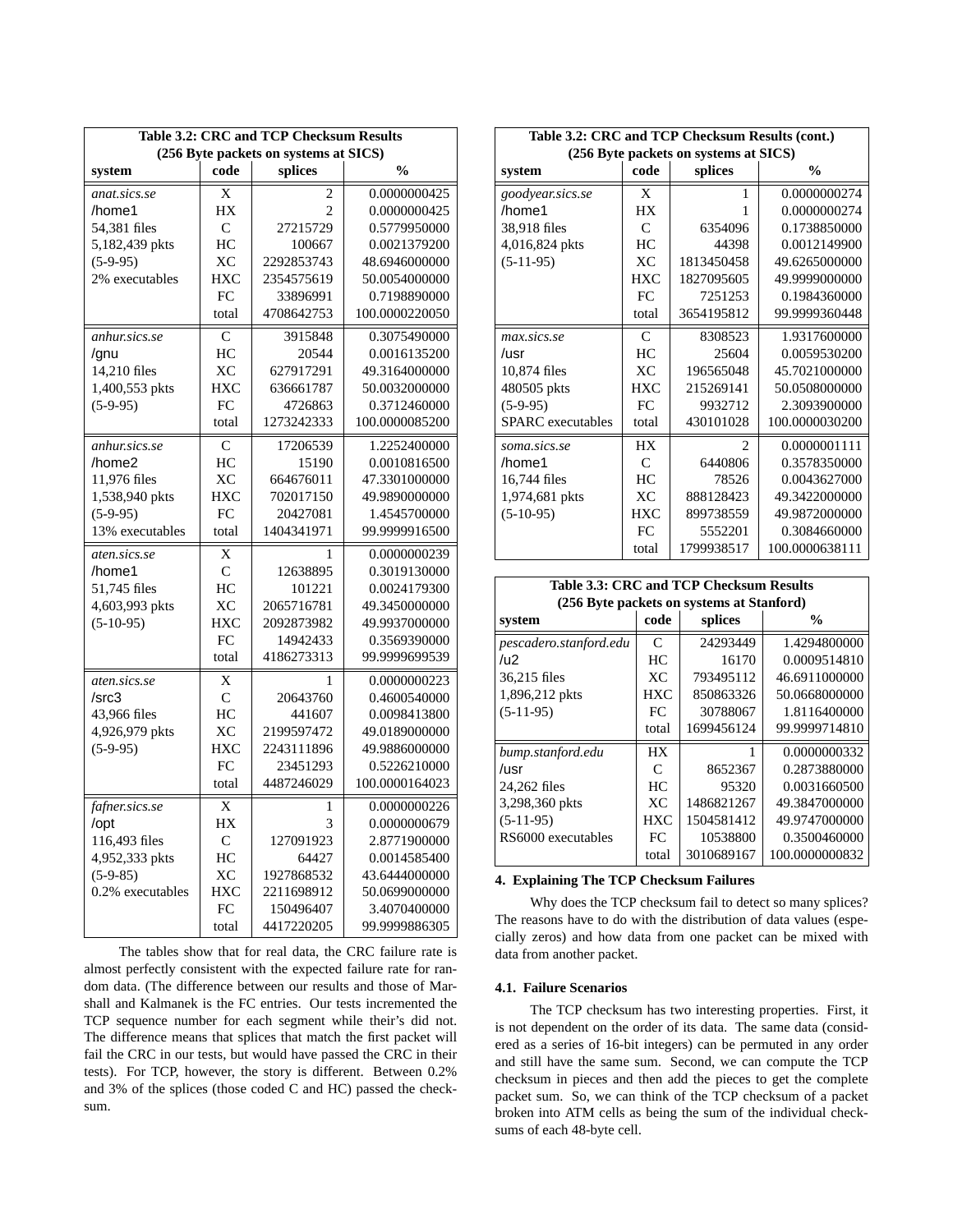**Table 3.2: CRC and TCP Checksum Results (256 Byte packets on systems at SICS)**

| system | code | splices | % |
|---|---|---|---|
| *anat.sics.se* | X | 2 | 0.0000000425 |
| /home1 | HX | 2 | 0.0000000425 |
| 54,381 files | C | 27215729 | 0.5779950000 |
| 5,182,439 pkts | HC | 100667 | 0.0021379200 |
| (5-9-95) | XC | 2292853743 | 48.6946000000 |
| 2% executables | HXC | 2354575619 | 50.0054000000 |
| | FC | 33896991 | 0.7198890000 |
| | total | 4708642753 | 100.0000220050 |
| *anhur.sics.se* | C | 3915848 | 0.3075490000 |
| /gnu | HC | 20544 | 0.0016135200 |
| 14,210 files | XC | 627917291 | 49.3164000000 |
| 1,400,553 pkts | HXC | 636661787 | 50.0032000000 |
| (5-9-95) | FC | 4726863 | 0.3712460000 |
| | total | 1273242333 | 100.0000085200 |
| *anhur.sics.se* | C | 17206539 | 1.2252400000 |
| /home2 | HC | 15190 | 0.0010816500 |
| 11,976 files | XC | 664676011 | 47.3301000000 |
| 1,538,940 pkts | HXC | 702017150 | 49.9890000000 |
| (5-9-95) | FC | 20427081 | 1.4545700000 |
| 13% executables | total | 1404341971 | 99.9999916500 |
| *aten.sics.se* | X | 1 | 0.0000000239 |
| /home1 | C | 12638895 | 0.3019130000 |
| 51,745 files | HC | 101221 | 0.0024179300 |
| 4,603,993 pkts | XC | 2065716781 | 49.3450000000 |
| (5-10-95) | HXC | 2092873982 | 49.9937000000 |
| | FC | 14942433 | 0.3569390000 |
| | total | 4186273313 | 99.9999699539 |
| *aten.sics.se* | X | 1 | 0.0000000223 |
| /src3 | C | 20643760 | 0.4600540000 |
| 43,966 files | HC | 441607 | 0.0098413800 |
| 4,926,979 pkts | XC | 2199597472 | 49.0189000000 |
| (5-9-95) | HXC | 2243111896 | 49.9886000000 |
| | FC | 23451293 | 0.5226210000 |
| | total | 4487246029 | 100.0000164023 |
| *fafner.sics.se* | X | 1 | 0.0000000226 |
| /opt | HX | 3 | 0.0000000679 |
| 116,493 files | C | 127091923 | 2.8771900000 |
| 4,952,333 pkts | HC | 64427 | 0.0014585400 |
| (5-9-85) | XC | 1927868532 | 43.6444000000 |
| 0.2% executables | HXC | 2211698912 | 50.0699000000 |
| | FC | 150496407 | 3.4070400000 |
| | total | 4417220205 | 99.9999886305 |

The tables show that for real data, the CRC failure rate is almost perfectly consistent with the expected failure rate for random data. (The difference between our results and those of Marshall and Kalmanek is the FC entries. Our tests incremented the TCP sequence number for each segment while their's did not. The difference means that splices that match the first packet will fail the CRC in our tests, but would have passed the CRC in their tests). For TCP, however, the story is different. Between 0.2% and 3% of the splices (those coded C and HC) passed the checksum.

**Table 3.2: CRC and TCP Checksum Results (cont.) (256 Byte packets on systems at SICS)**

| system | code | splices | % |
|---|---|---|---|
| *goodyear.sics.se* | X | 1 | 0.0000000274 |
| /home1 | HX | 1 | 0.0000000274 |
| 38,918 files | C | 6354096 | 0.1738850000 |
| 4,016,824 pkts | HC | 44398 | 0.0012149900 |
| (5-11-95) | XC | 1813450458 | 49.6265000000 |
| | HXC | 1827095605 | 49.9999000000 |
| | FC | 7251253 | 0.1984360000 |
| | total | 3654195812 | 99.9999360448 |
| *max.sics.se* | C | 8308523 | 1.9317600000 |
| /usr | HC | 25604 | 0.0059530200 |
| 10,874 files | XC | 196565048 | 45.7021000000 |
| 480505 pkts | HXC | 215269141 | 50.0508000000 |
| (5-9-95) | FC | 9932712 | 2.3093900000 |
| SPARC executables | total | 430101028 | 100.0000030200 |
| *soma.sics.se* | HX | 2 | 0.0000001111 |
| /home1 | C | 6440806 | 0.3578350000 |
| 16,744 files | HC | 78526 | 0.0043627000 |
| 1,974,681 pkts | XC | 888128423 | 49.3422000000 |
| (5-10-95) | HXC | 899738559 | 49.9872000000 |
| | FC | 5552201 | 0.3084660000 |
| | total | 1799938517 | 100.0000638111 |

**Table 3.3: CRC and TCP Checksum Results (256 Byte packets on systems at Stanford)**

| system | code | splices | % |
|---|---|---|---|
| *pescadero.stanford.edu* | C | 24293449 | 1.4294800000 |
| /u2 | HC | 16170 | 0.0009514810 |
| 36,215 files | XC | 793495112 | 46.6911000000 |
| 1,896,212 pkts | HXC | 850863326 | 50.0668000000 |
| (5-11-95) | FC | 30788067 | 1.8116400000 |
| | total | 1699456124 | 99.9999714810 |
| *bump.stanford.edu* | HX | 1 | 0.0000000332 |
| /usr | C | 8652367 | 0.2873880000 |
| 24,262 files | HC | 95320 | 0.0031660500 |
| 3,298,360 pkts | XC | 1486821267 | 49.3847000000 |
| (5-11-95) | HXC | 1504581412 | 49.9747000000 |
| RS6000 executables | FC | 10538800 | 0.3500460000 |
| | total | 3010689167 | 100.0000000832 |

## 4. Explaining The TCP Checksum Failures

Why does the TCP checksum fail to detect so many splices? The reasons have to do with the distribution of data values (especially zeros) and how data from one packet can be mixed with data from another packet.

### 4.1. Failure Scenarios

The TCP checksum has two interesting properties. First, it is not dependent on the order of its data. The same data (considered as a series of 16-bit integers) can be permuted in any order and still have the same sum. Second, we can compute the TCP checksum in pieces and then add the pieces to get the complete packet sum. So, we can think of the TCP checksum of a packet broken into ATM cells as being the sum of the individual checksums of each 48-byte cell.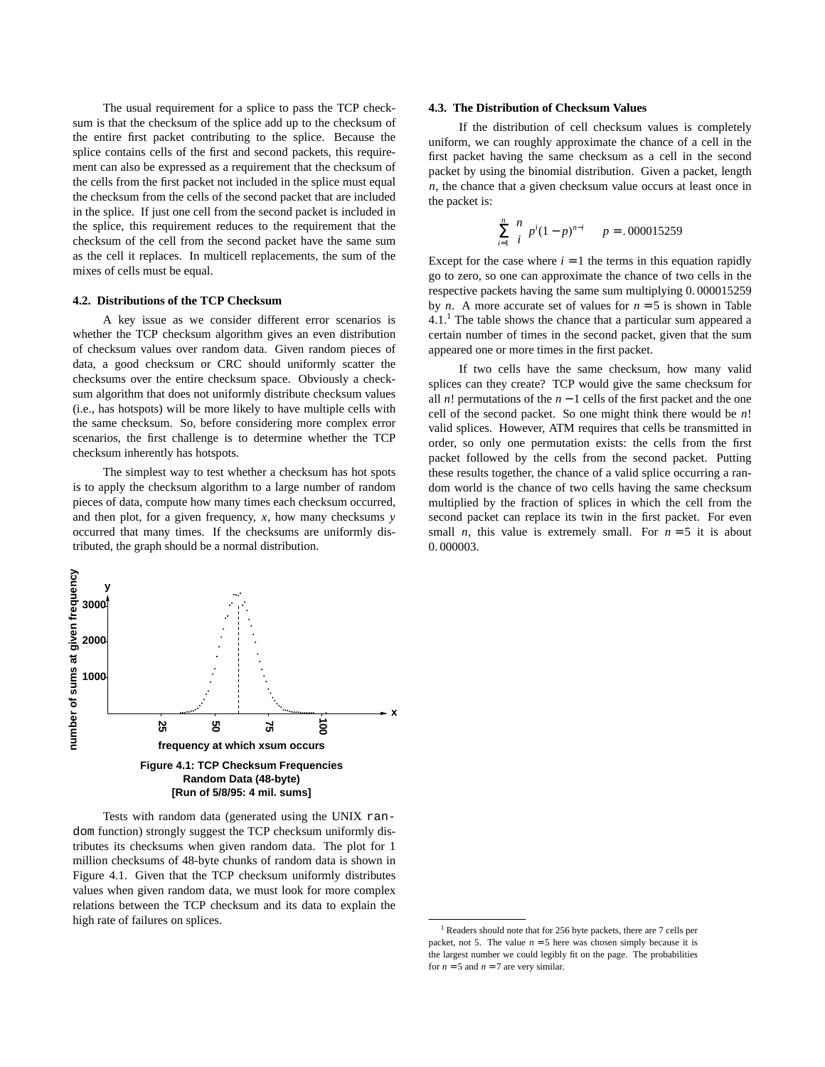The usual requirement for a splice to pass the TCP checksum is that the checksum of the splice add up to the checksum of the entire first packet contributing to the splice. Because the splice contains cells of the first and second packets, this requirement can also be expressed as a requirement that the checksum of the cells from the first packet not included in the splice must equal the checksum from the cells of the second packet that are included in the splice. If just one cell from the second packet is included in the splice, this requirement reduces to the requirement that the checksum of the cell from the second packet have the same sum as the cell it replaces. In multicell replacements, the sum of the mixes of cells must be equal.

### 4.2. Distributions of the TCP Checksum

A key issue as we consider different error scenarios is whether the TCP checksum algorithm gives an even distribution of checksum values over random data. Given random pieces of data, a good checksum or CRC should uniformly scatter the checksums over the entire checksum space. Obviously a checksum algorithm that does not uniformly distribute checksum values (i.e., has hotspots) will be more likely to have multiple cells with the same checksum. So, before considering more complex error scenarios, the first challenge is to determine whether the TCP checksum inherently has hotspots.

The simplest way to test whether a checksum has hot spots is to apply the checksum algorithm to a large number of random pieces of data, compute how many times each checksum occurred, and then plot, for a given frequency, $x$, how many checksums $y$ occurred that many times. If the checksums are uniformly distributed, the graph should be a normal distribution.

**Figure 4.1: TCP Checksum Frequencies Random Data (48-byte) [Run of 5/8/95: 4 mil. sums]**

Tests with random data (generated using the UNIX `random` function) strongly suggest the TCP checksum uniformly distributes its checksums when given random data. The plot for 1 million checksums of 48-byte chunks of random data is shown in Figure 4.1. Given that the TCP checksum uniformly distributes values when given random data, we must look for more complex relations between the TCP checksum and its data to explain the high rate of failures on splices.

### 4.3. The Distribution of Checksum Values

If the distribution of cell checksum values is completely uniform, we can roughly approximate the chance of a cells in the first packet having the same checksum as a cell in the second packet by using the binomial distribution. Given a packet, length $n$, the chance that a given checksum value occurs at least once in the packet is:

$$\sum_{i=1}^{n} \binom{n}{i} p^i (1-p)^{n-i} \qquad p = .000015259$$

Except for the case where $i = 1$ the terms in this equation rapidly go to zero, so one can approximate the chance of two cells in the respective packets having the same sum multiplying $0.000015259$ by $n$. A more accurate set of values for $n = 5$ is shown in Table 4.1.[1] The table shows the chance that a particular sum appeared a certain number of times in the second packet, given that the sum appeared one or more times in the first packet.

If two cells have the same checksum, how many valid splices can they create? TCP would give the same checksum for all $n!$ permutations of the $n - 1$ cells of the first packet and the one cell of the second packet. So one might think there would be $n!$ valid splices. However, ATM requires that cells be transmitted in order, so only one permutation exists: the cells from the first packet followed by the cells from the second packet. Putting these results together, the chance of a valid splice occurring a random world is the chance of two cells having the same checksum multiplied by the fraction of splices in which the cell from the second packet can replace its twin in the first packet. For even small $n$, this value is extremely small. For $n = 5$ it is about $0.000003$.

[1] Readers should note that for 256 byte packets, there are 7 cells per packet, not 5. The value $n = 5$ here was chosen simply because it is the largest number we could legibly fit on the page. The probabilities for $n = 5$ and $n = 7$ are very similar.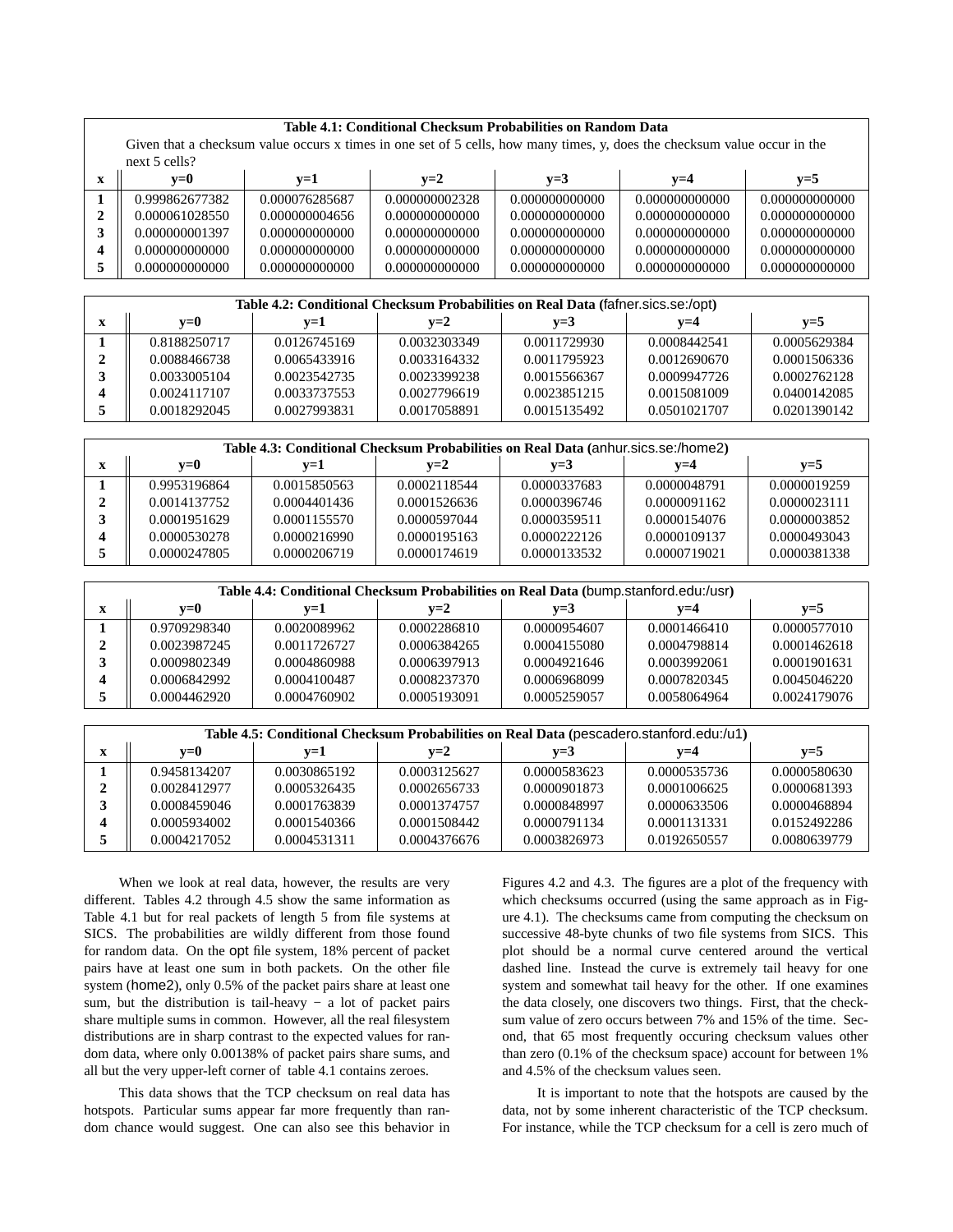| Table 4.1: Conditional Checksum Probabilities on Random Data | | | | | | |
|---|---|---|---|---|---|---|
| Given that a checksum value occurs x times in one set of 5 cells, how many times, y, does the checksum value occur in the next 5 cells? | | | | | | |
| **x** | **y=0** | **y=1** | **y=2** | **y=3** | **y=4** | **y=5** |
| **1** | 0.999862677382 | 0.000076285687 | 0.000000002328 | 0.000000000000 | 0.000000000000 | 0.000000000000 |
| **2** | 0.000061028550 | 0.000000004656 | 0.000000000000 | 0.000000000000 | 0.000000000000 | 0.000000000000 |
| **3** | 0.000000001397 | 0.000000000000 | 0.000000000000 | 0.000000000000 | 0.000000000000 | 0.000000000000 |
| **4** | 0.000000000000 | 0.000000000000 | 0.000000000000 | 0.000000000000 | 0.000000000000 | 0.000000000000 |
| **5** | 0.000000000000 | 0.000000000000 | 0.000000000000 | 0.000000000000 | 0.000000000000 | 0.000000000000 |

| Table 4.2: Conditional Checksum Probabilities on Real Data (fafner.sics.se:/opt) | | | | | | |
|---|---|---|---|---|---|---|
| **x** | **y=0** | **y=1** | **y=2** | **y=3** | **y=4** | **y=5** |
| **1** | 0.8188250717 | 0.0126745169 | 0.0032303349 | 0.0011729930 | 0.0008442541 | 0.0005629384 |
| **2** | 0.0088466738 | 0.0065433916 | 0.0033164332 | 0.0011795923 | 0.0012690670 | 0.0001506336 |
| **3** | 0.0033005104 | 0.0023542735 | 0.0023399238 | 0.0015566367 | 0.0009947726 | 0.0002762128 |
| **4** | 0.0024117107 | 0.0033737553 | 0.0027796619 | 0.0023851215 | 0.0015081009 | 0.0400142085 |
| **5** | 0.0018292045 | 0.0027993831 | 0.0017058891 | 0.0015135492 | 0.0501021707 | 0.0201390142 |

| Table 4.3: Conditional Checksum Probabilities on Real Data (anhur.sics.se:/home2) | | | | | | |
|---|---|---|---|---|---|---|
| **x** | **y=0** | **y=1** | **y=2** | **y=3** | **y=4** | **y=5** |
| **1** | 0.9953196864 | 0.0015850563 | 0.0002118544 | 0.0000337683 | 0.0000048791 | 0.0000019259 |
| **2** | 0.0014137752 | 0.0004401436 | 0.0001526636 | 0.0000396746 | 0.0000091162 | 0.0000023111 |
| **3** | 0.0001951629 | 0.0001155570 | 0.0000597044 | 0.0000359511 | 0.0000154076 | 0.0000003852 |
| **4** | 0.0000530278 | 0.0000216990 | 0.0000195163 | 0.0000222126 | 0.0000109137 | 0.0000493043 |
| **5** | 0.0000247805 | 0.0000206719 | 0.0000174619 | 0.0000133532 | 0.0000719021 | 0.0000381338 |

| Table 4.4: Conditional Checksum Probabilities on Real Data (bump.stanford.edu:/usr) | | | | | | |
|---|---|---|---|---|---|---|
| **x** | **y=0** | **y=1** | **y=2** | **y=3** | **y=4** | **y=5** |
| **1** | 0.9709298340 | 0.0020089962 | 0.0002286810 | 0.0000954607 | 0.0001466410 | 0.0000577010 |
| **2** | 0.0023987245 | 0.0011726727 | 0.0006384265 | 0.0004155080 | 0.0004798814 | 0.0001462618 |
| **3** | 0.0009802349 | 0.0004860988 | 0.0006397913 | 0.0004921646 | 0.0003992061 | 0.0001901631 |
| **4** | 0.0006842992 | 0.0004100487 | 0.0008237370 | 0.0006968099 | 0.0007820345 | 0.0045046220 |
| **5** | 0.0004462920 | 0.0004760902 | 0.0005193091 | 0.0005259057 | 0.0058064964 | 0.0024179076 |

| Table 4.5: Conditional Checksum Probabilities on Real Data (pescadero.stanford.edu:/u1) | | | | | | |
|---|---|---|---|---|---|---|
| **x** | **y=0** | **y=1** | **y=2** | **y=3** | **y=4** | **y=5** |
| **1** | 0.9458134207 | 0.0030865192 | 0.0003125627 | 0.0000583623 | 0.0000535736 | 0.0000580630 |
| **2** | 0.0028412977 | 0.0005326435 | 0.0002656733 | 0.0000901873 | 0.0001006625 | 0.0000681393 |
| **3** | 0.0008459046 | 0.0001763839 | 0.0001374757 | 0.0000848997 | 0.0000633506 | 0.0000468894 |
| **4** | 0.0005934002 | 0.0001540366 | 0.0001508442 | 0.0000791134 | 0.0001131331 | 0.0152492286 |
| **5** | 0.0004217052 | 0.0004531311 | 0.0004376676 | 0.0003826973 | 0.0192650557 | 0.0080639779 |

When we look at real data, however, the results are very different. Tables 4.2 through 4.5 show the same information as Table 4.1 but for real packets of length 5 from file systems at SICS. The probabilities are wildly different from those found for random data. On the opt file system, 18% percent of packet pairs have at least one sum in both packets. On the other file system (home2), only 0.5% of the packet pairs share at least one sum, but the distribution is tail-heavy − a lot of packet pairs share multiple sums in common. However, all the real filesystem distributions are in sharp contrast to the expected values for random data, where only 0.00138% of packet pairs share sums, and all but the very upper-left corner of table 4.1 contains zeroes.

This data shows that the TCP checksum on real data has hotspots. Particular sums appear far more frequently than random chance would suggest. One can also see this behavior in Figures 4.2 and 4.3. The figures are a plot of the frequency with which checksums occurred (using the same approach as in Figure 4.1). The checksums came from computing the checksum on successive 48-byte chunks of two file systems from SICS. This plot should be a normal curve centered around the vertical dashed line. Instead the curve is extremely tail heavy for one system and somewhat tail heavy for the other. If one examines the data closely, one discovers two things. First, that the checksum value of zero occurs between 7% and 15% of the time. Second, that 65 most frequently occuring checksum values other than zero (0.1% of the checksum space) account for between 1% and 4.5% of the checksum values seen.

It is important to note that the hotspots are caused by the data, not by some inherent characteristic of the TCP checksum. For instance, while the TCP checksum for a cell is zero much of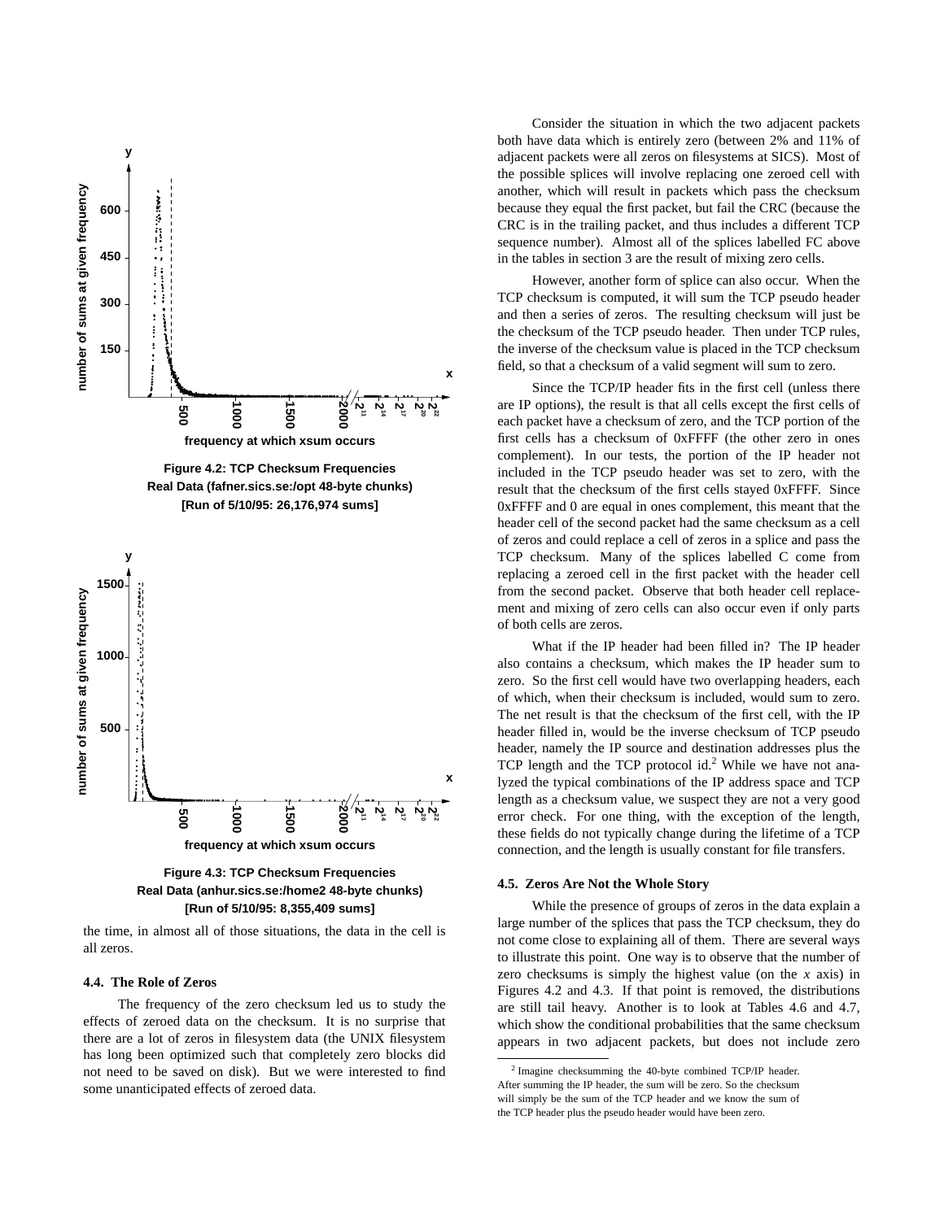Figure 4.2: TCP Checksum Frequencies
Real Data (fafner.sics.se:/opt 48-byte chunks)
[Run of 5/10/95: 26,176,974 sums]

Figure 4.3: TCP Checksum Frequencies
Real Data (anhur.sics.se:/home2 48-byte chunks)
[Run of 5/10/95: 8,355,409 sums]

the time, in almost all of those situations, the data in the cell is all zeros.

### 4.4. The Role of Zeros

The frequency of the zero checksum led us to study the effects of zeroed data on the checksum. It is no surprise that there are a lot of zeros in filesystem data (the UNIX filesystem has long been optimized such that completely zero blocks did not need to be saved on disk). But we were interested to find some unanticipated effects of zeroed data.

Consider the situation in which the two adjacent packets both have data which is entirely zero (between 2% and 11% of adjacent packets were all zeros on filesystems at SICS). Most of the possible splices will involve replacing one zeroed cell with another, which will result in packets which pass the checksum because they equal the first packet, but fail the CRC (because the CRC is in the trailing packet, and thus includes a different TCP sequence number). Almost all of the splices labelled FC above in the tables in section 3 are the result of mixing zero cells.

However, another form of splice can also occur. When the TCP checksum is computed, it will sum the TCP pseudo header and then a series of zeros. The resulting checksum will just be the checksum of the TCP pseudo header. Then under TCP rules, the inverse of the checksum value is placed in the TCP checksum field, so that a checksum of a valid segment will sum to zero.

Since the TCP/IP header fits in the first cell (unless there are IP options), the result is that all cells except the first cells of each packet have a checksum of zero, and the TCP portion of the first cells has a checksum of 0xFFFF (the other zero in ones complement). In our tests, the portion of the IP header not included in the TCP pseudo header was set to zero, with the result that the checksum of the first cells stayed 0xFFFF. Since 0xFFFF and 0 are equal in ones complement, this meant that the header cell of the second packet had the same checksum as a cell of zeros and could replace a cell of zeros in a splice and pass the TCP checksum. Many of the splices labelled C come from replacing a zeroed cell in the first packet with the header cell from the second packet. Observe that both header cell replacement and mixing of zero cells can also occur even if only parts of both cells are zeros.

What if the IP header had been filled in? The IP header also contains a checksum, which makes the IP header sum to zero. So the first cell would have two overlapping headers, each of which, when their checksum is included, would sum to zero. The net result is that the checksum of the first cell, with the IP header filled in, would be the inverse checksum of TCP pseudo header, namely the IP source and destination addresses plus the TCP length and the TCP protocol id.[2] While we have not analyzed the typical combinations of the IP address space and TCP length as a checksum value, we suspect they are not a very good error check. For one thing, with the exception of the length, these fields do not typically change during the lifetime of a TCP connection, and the length is usually constant for file transfers.

### 4.5. Zeros Are Not the Whole Story

While the presence of groups of zeros in the data explain a large number of the splices that pass the TCP checksum, they do not come close to explaining all of them. There are several ways to illustrate this point. One way is to observe that the number of zero checksums is simply the highest value (on the *x* axis) in Figures 4.2 and 4.3. If that point is removed, the distributions are still tail heavy. Another is to look at Tables 4.6 and 4.7, which show the conditional probabilities that the same checksum appears in two adjacent packets, but does not include zero

[2] Imagine checksumming the 40-byte combined TCP/IP header. After summing the IP header, the sum will be zero. So the checksum will simply be the sum of the TCP header and we know the sum of the TCP header plus the pseudo header would have been zero.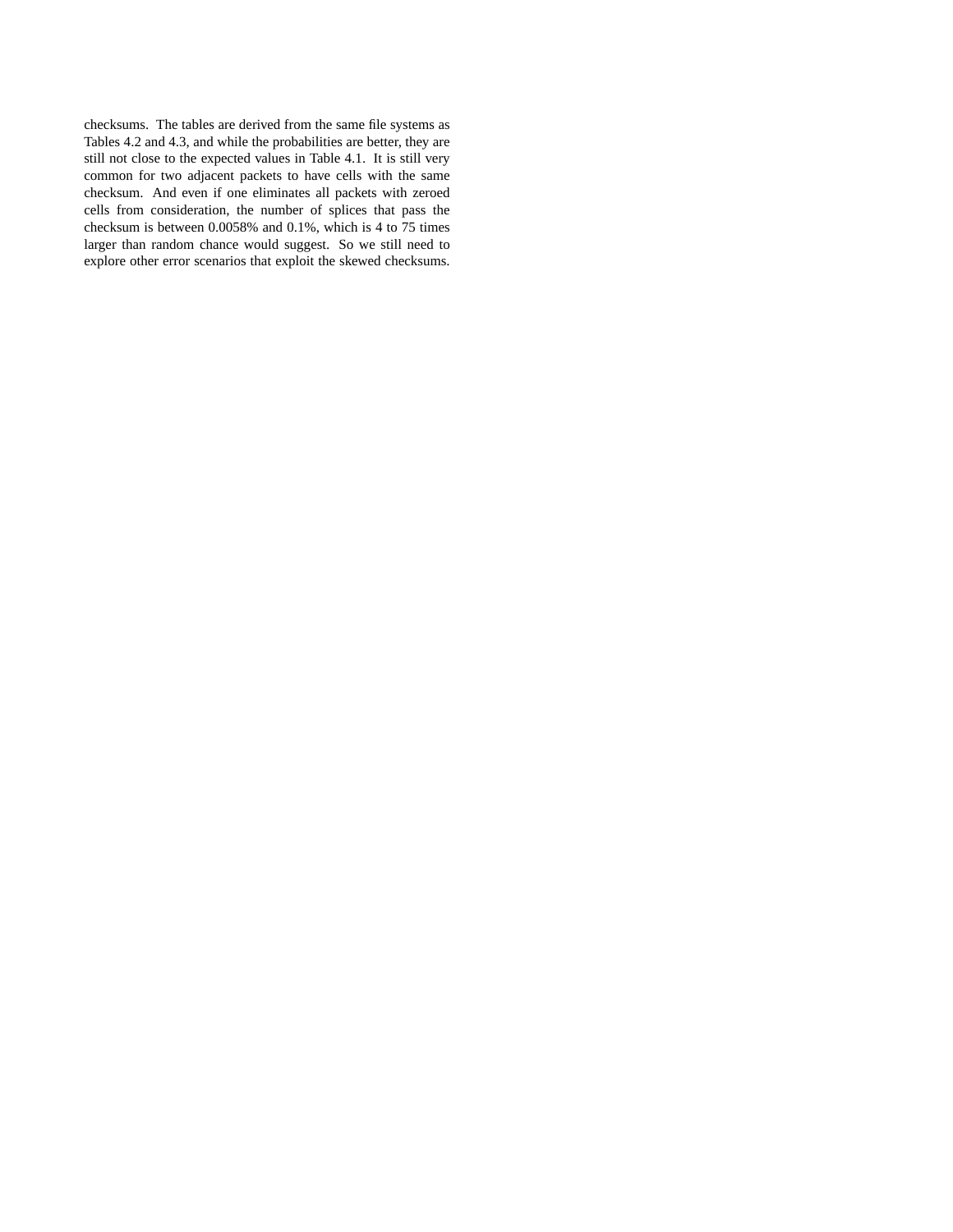checksums. The tables are derived from the same file systems as Tables 4.2 and 4.3, and while the probabilities are better, they are still not close to the expected values in Table 4.1. It is still very common for two adjacent packets to have cells with the same checksum. And even if one eliminates all packets with zeroed cells from consideration, the number of splices that pass the checksum is between 0.0058% and 0.1%, which is 4 to 75 times larger than random chance would suggest. So we still need to explore other error scenarios that exploit the skewed checksums.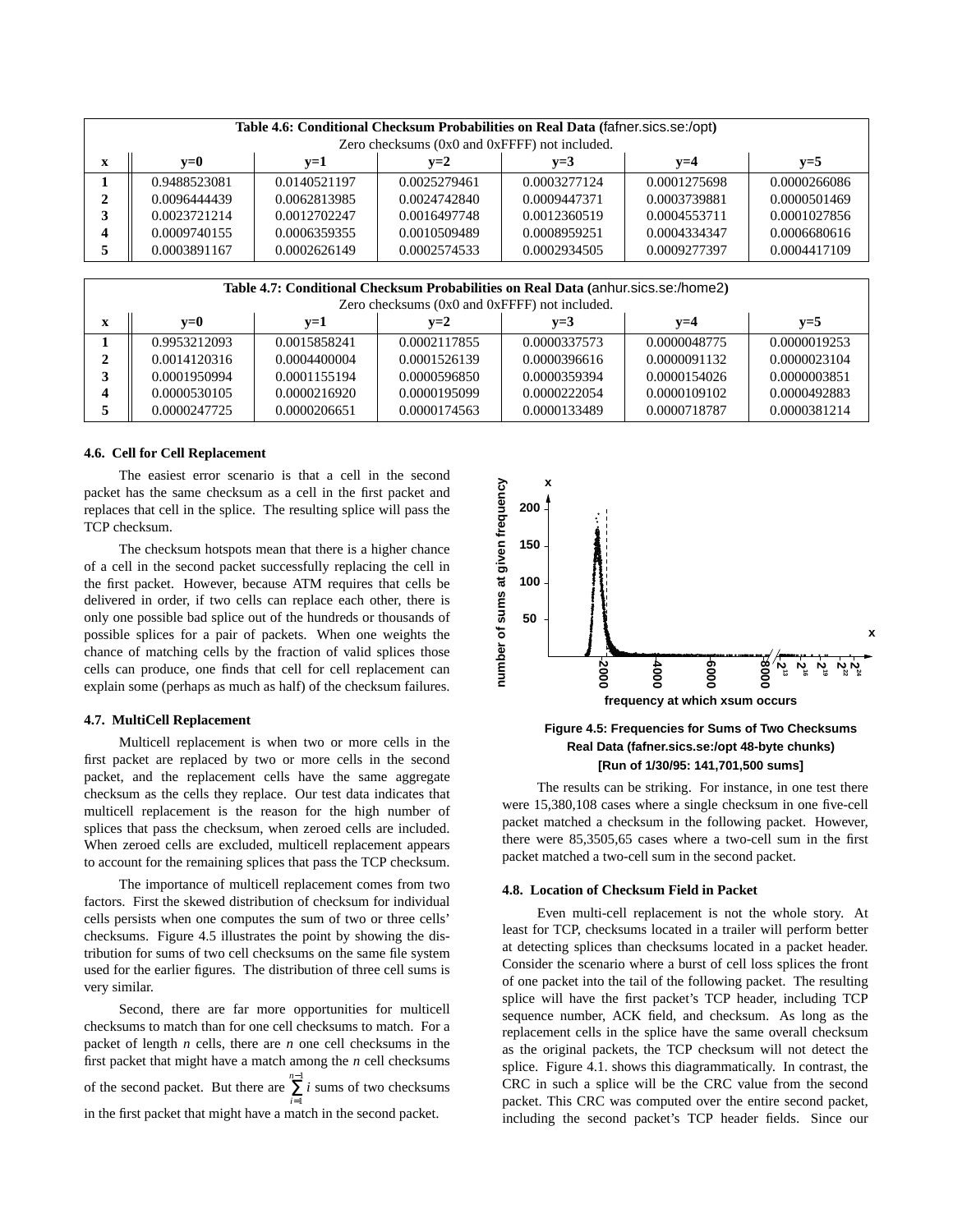**Table 4.6: Conditional Checksum Probabilities on Real Data (fafner.sics.se:/opt)**
Zero checksums (0x0 and 0xFFFF) not included.

| x | y=0 | y=1 | y=2 | y=3 | y=4 | y=5 |
|---|---|---|---|---|---|---|
| **1** | 0.9488523081 | 0.0140521197 | 0.0025279461 | 0.0003277124 | 0.0001275698 | 0.0000266086 |
| **2** | 0.0096444439 | 0.0062813985 | 0.0024742840 | 0.0009447371 | 0.0003739881 | 0.0000501469 |
| **3** | 0.0023721214 | 0.0012702247 | 0.0016497748 | 0.0012360519 | 0.0004553711 | 0.0001027856 |
| **4** | 0.0009740155 | 0.0006359355 | 0.0010509489 | 0.0008959251 | 0.0004334347 | 0.0006680616 |
| **5** | 0.0003891167 | 0.0002626149 | 0.0002574533 | 0.0002934505 | 0.0009277397 | 0.0004417109 |

**Table 4.7: Conditional Checksum Probabilities on Real Data (anhur.sics.se:/home2)**
Zero checksums (0x0 and 0xFFFF) not included.

| x | y=0 | y=1 | y=2 | y=3 | y=4 | y=5 |
|---|---|---|---|---|---|---|
| **1** | 0.9953212093 | 0.0015858241 | 0.0002117855 | 0.0000337573 | 0.0000048775 | 0.0000019253 |
| **2** | 0.0014120316 | 0.0004400004 | 0.0001526139 | 0.0000396616 | 0.0000091132 | 0.0000023104 |
| **3** | 0.0001950994 | 0.0001155194 | 0.0000596850 | 0.0000359394 | 0.0000154026 | 0.0000003851 |
| **4** | 0.0000530105 | 0.0000216920 | 0.0000195099 | 0.0000222054 | 0.0000109102 | 0.0000492883 |
| **5** | 0.0000247725 | 0.0000206651 | 0.0000174563 | 0.0000133489 | 0.0000718787 | 0.0000381214 |

### 4.6. Cell for Cell Replacement

The easiest error scenario is that a cell in the second packet has the same checksum as a cell in the first packet and replaces that cell in the splice. The resulting splice will pass the TCP checksum.

The checksum hotspots mean that there is a higher chance of a cell in the second packet successfully replacing the cell in the first packet. However, because ATM requires that cells be delivered in order, if two cells can replace each other, there is only one possible bad splice out of the hundreds or thousands of possible splices for a pair of packets. When one weights the chance of matching cells by the fraction of valid splices those cells can produce, one finds that cell for cell replacement can explain some (perhaps as much as half) of the checksum failures.

### 4.7. MultiCell Replacement

Multicell replacement is when two or more cells in the first packet are replaced by two or more cells in the second packet, and the replacement cells have the same aggregate checksum as the cells they replace. Our test data indicates that multicell replacement is the reason for the high number of splices that pass the checksum, when zeroed cells are included. When zeroed cells are excluded, multicell replacement appears to account for the remaining splices that pass the TCP checksum.

The importance of multicell replacement comes from two factors. First the skewed distribution of checksum for individual cells persists when one computes the sum of two or three cells' checksums. Figure 4.5 illustrates the point by showing the distribution for sums of two cell checksums on the same file system used for the earlier figures. The distribution of three cell sums is very similar.

Second, there are far more opportunities for multicell checksums to match than for one cell checksums to match. For a packet of length $n$ cells, there are $n$ one cell checksums in the first packet that might have a match among the $n$ cell checksums of the second packet. But there are $\sum_{i=1}^{n-1} i$ sums of two checksums in the first packet that might have a match in the second packet.

**Figure 4.5: Frequencies for Sums of Two Checksums Real Data (fafner.sics.se:/opt 48-byte chunks) [Run of 1/30/95: 141,701,500 sums]**

The results can be striking. For instance, in one test there were 15,380,108 cases where a single checksum in one five-cell packet matched a checksum in the following packet. However, there were 85,3505,65 cases where a two-cell sum in the first packet matched a two-cell sum in the second packet.

### 4.8. Location of Checksum Field in Packet

Even multi-cell replacement is not the whole story. At least for TCP, checksums located in a trailer will perform better at detecting splices than checksums located in a packet header. Consider the scenario where a burst of cell loss splices the front of one packet into the tail of the following packet. The resulting splice will have the first packet's TCP header, including TCP sequence number, ACK field, and checksum. As long as the replacement cells in the splice have the same overall checksum as the original packets, the TCP checksum will not detect the splice. Figure 4.1. shows this diagrammatically. In contrast, the CRC in such a splice will be the CRC value from the second packet. This CRC was computed over the entire second packet, including the second packet's TCP header fields. Since our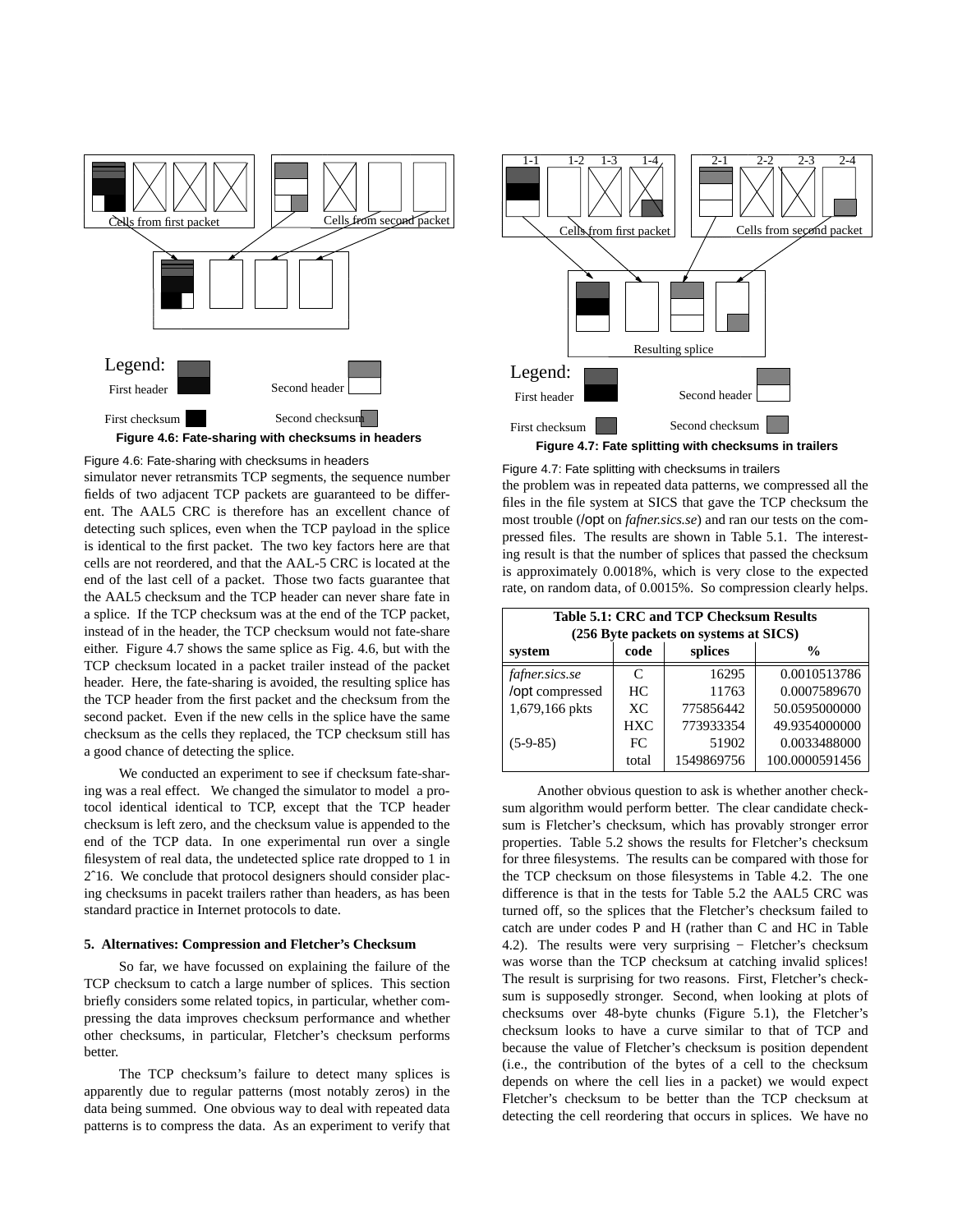Figure 4.6: Fate-sharing with checksums in headers

simulator never retransmits TCP segments, the sequence number fields of two adjacent TCP packets are guaranteed to be different. The AAL5 CRC is therefore has an excellent chance of detecting such splices, even when the TCP payload in the splice is identical to the first packet. The two key factors here are that cells are not reordered, and that the AAL-5 CRC is located at the end of the last cell of a packet. Those two facts guarantee that the AAL5 checksum and the TCP header can never share fate in a splice. If the TCP checksum was at the end of the TCP packet, instead of in the header, the TCP checksum would not fate-share either. Figure 4.7 shows the same splice as Fig. 4.6, but with the TCP checksum located in a packet trailer instead of the packet header. Here, the fate-sharing is avoided, the resulting splice has the TCP header from the first packet and the checksum from the second packet. Even if the new cells in the splice have the same checksum as the cells they replaced, the TCP checksum still has a good chance of detecting the splice.

We conducted an experiment to see if checksum fate-sharing was a real effect. We changed the simulator to model a protocol identical identical to TCP, except that the TCP header checksum is left zero, and the checksum value is appended to the end of the TCP data. In one experimental run over a single filesystem of real data, the undetected splice rate dropped to 1 in 2ˆ16. We conclude that protocol designers should consider placing checksums in pacekt trailers rather than headers, as has been standard practice in Internet protocols to date.

### 5. Alternatives: Compression and Fletcher's Checksum

So far, we have focussed on explaining the failure of the TCP checksum to catch a large number of splices. This section briefly considers some related topics, in particular, whether compressing the data improves checksum performance and whether other checksums, in particular, Fletcher's checksum performs better.

The TCP checksum's failure to detect many splices is apparently due to regular patterns (most notably zeros) in the data being summed. One obvious way to deal with repeated data patterns is to compress the data. As an experiment to verify that

Figure 4.7: Fate splitting with checksums in trailers

the problem was in repeated data patterns, we compressed all the files in the file system at SICS that gave the TCP checksum the most trouble (/opt on *fafner.sics.se*) and ran our tests on the compressed files. The results are shown in Table 5.1. The interesting result is that the number of splices that passed the checksum is approximately 0.0018%, which is very close to the expected rate, on random data, of 0.0015%. So compression clearly helps.

**Table 5.1: CRC and TCP Checksum Results (256 Byte packets on systems at SICS)**

| system | code | splices | % |
|---|---|---|---|
| *fafner.sics.se* | C | 16295 | 0.0010513786 |
| /opt compressed | HC | 11763 | 0.0007589670 |
| 1,679,166 pkts | XC | 775856442 | 50.0595000000 |
| | HXC | 773933354 | 49.9354000000 |
| (5-9-85) | FC | 51902 | 0.0033488000 |
| | total | 1549869756 | 100.0000591456 |

Another obvious question to ask is whether another checksum algorithm would perform better. The clear candidate checksum is Fletcher's checksum, which has provably stronger error properties. Table 5.2 shows the results for Fletcher's checksum for three filesystems. The results can be compared with those for the TCP checksum on those filesystems in Table 4.2. The one difference is that in the tests for Table 5.2 the AAL5 CRC was turned off, so the splices that the Fletcher's checksum failed to catch are under codes P and H (rather than C and HC in Table 4.2). The results were very surprising − Fletcher's checksum was worse than the TCP checksum at catching invalid splices! The result is surprising for two reasons. First, Fletcher's checksum is supposedly stronger. Second, when looking at plots of checksums over 48-byte chunks (Figure 5.1), the Fletcher's checksum looks to have a curve similar to that of TCP and because the value of Fletcher's checksum is position dependent (i.e., the contribution of the bytes of a cell to the checksum depends on where the cell lies in a packet) we would expect Fletcher's checksum to be better than the TCP checksum at detecting the cell reordering that occurs in splices. We have no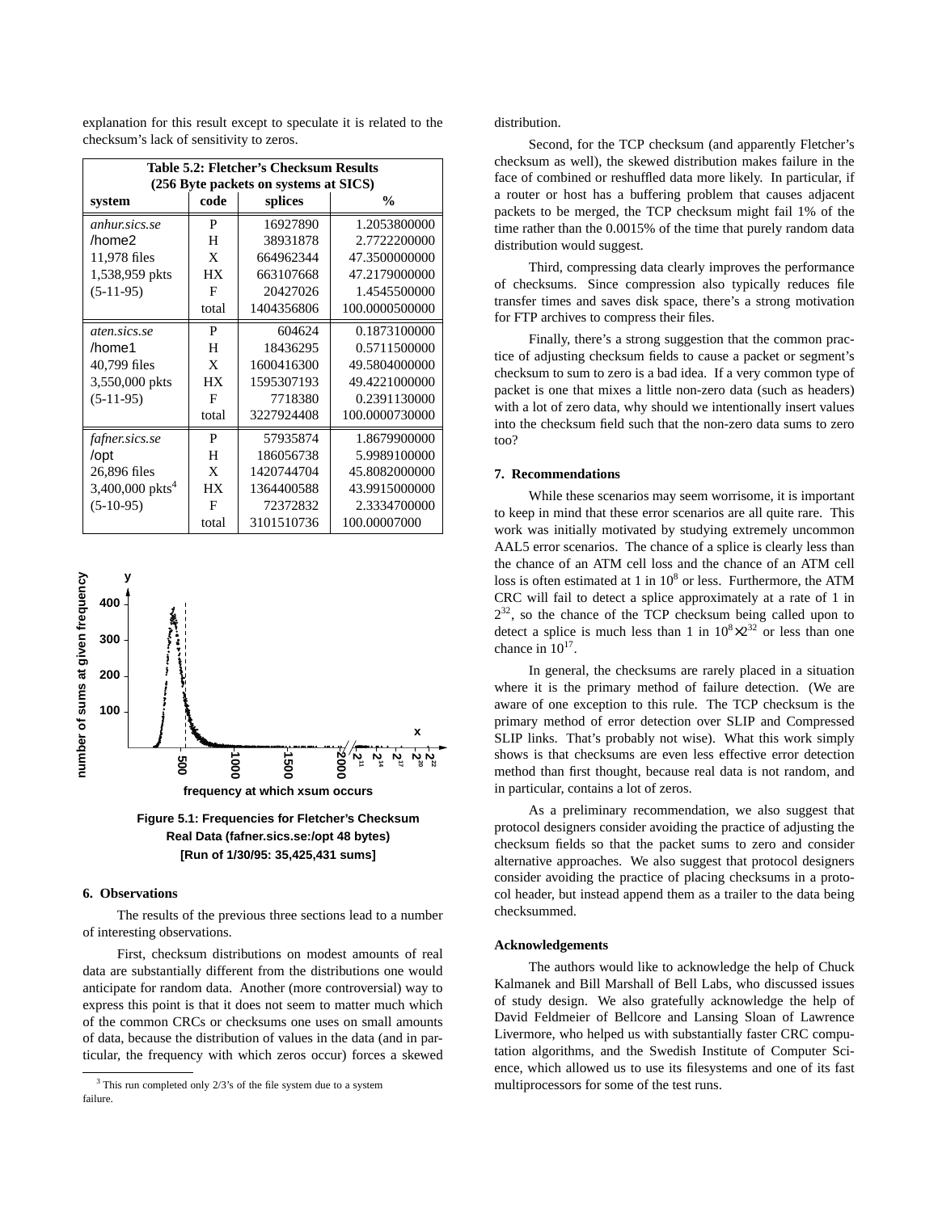explanation for this result except to speculate it is related to the checksum's lack of sensitivity to zeros.

**Table 5.2: Fletcher's Checksum Results (256 Byte packets on systems at SICS)**

| system | code | splices | % |
|---|---|---|---|
| *anhur.sics.se* | P | 16927890 | 1.2053800000 |
| /home2 | H | 38931878 | 2.7722200000 |
| 11,978 files | X | 664962344 | 47.3500000000 |
| 1,538,959 pkts | HX | 663107668 | 47.2179000000 |
| (5-11-95) | F | 20427026 | 1.4545500000 |
| | total | 1404356806 | 100.0000500000 |
| *aten.sics.se* | P | 604624 | 0.1873100000 |
| /home1 | H | 18436295 | 0.5711500000 |
| 40,799 files | X | 1600416300 | 49.5804000000 |
| 3,550,000 pkts | HX | 1595307193 | 49.4221000000 |
| (5-11-95) | F | 7718380 | 0.2391130000 |
| | total | 3227924408 | 100.0000730000 |
| *fafner.sics.se* | P | 57935874 | 1.8679900000 |
| /opt | H | 186056738 | 5.9989100000 |
| 26,896 files | X | 1420744704 | 45.8082000000 |
| 3,400,000 pkts[4] | HX | 1364400588 | 43.9915000000 |
| (5-10-95) | F | 72372832 | 2.3334700000 |
| | total | 3101510736 | 100.00007000 |

**Figure 5.1: Frequencies for Fletcher's Checksum Real Data (fafner.sics.se:/opt 48 bytes) [Run of 1/30/95: 35,425,431 sums]**

## 6. Observations

The results of the previous three sections lead to a number of interesting observations.

First, checksum distributions on modest amounts of real data are substantially different from the distributions one would anticipate for random data. Another (more controversial) way to express this point is that it does not seem to matter much which of the common CRCs or checksums one uses on small amounts of data, because the distribution of values in the data (and in particular, the frequency with which zeros occur) forces a skewed distribution.

Second, for the TCP checksum (and apparently Fletcher's checksum as well), the skewed distribution makes failure in the face of combined or reshuffled data more likely. In particular, if a router or host has a buffering problem that causes adjacent packets to be merged, the TCP checksum might fail 1% of the time rather than the 0.0015% of the time that purely random data distribution would suggest.

Third, compressing data clearly improves the performance of checksums. Since compression also typically reduces file transfer times and saves disk space, there's a strong motivation for FTP archives to compress their files.

Finally, there's a strong suggestion that the common practice of adjusting checksum fields to cause a packet or segment's checksum to sum to zero is a bad idea. If a very common type of packet is one that mixes a little non-zero data (such as headers) with a lot of zero data, why should we intentionally insert values into the checksum field such that the non-zero data sums to zero too?

## 7. Recommendations

While these scenarios may seem worrisome, it is important to keep in mind that these error scenarios are all quite rare. This work was initially motivated by studying extremely uncommon AAL5 error scenarios. The chance of a splice is clearly less than the chance of an ATM cell loss and the chance of an ATM cell loss is often estimated at 1 in $10^8$ or less. Furthermore, the ATM CRC will fail to detect a splice approximately at a rate of 1 in $2^{32}$, so the chance of the TCP checksum being called upon to detect a splice is much less than 1 in $10^8 \times 2^{32}$ or less than one chance in $10^{17}$.

In general, the checksums are rarely placed in a situation where it is the primary method of failure detection. (We are aware of one exception to this rule. The TCP checksum is the primary method of error detection over SLIP and Compressed SLIP links. That's probably not wise). What this work simply shows is that checksums are even less effective error detection method than first thought, because real data is not random, and in particular, contains a lot of zeros.

As a preliminary recommendation, we also suggest that protocol designers consider avoiding the practice of adjusting the checksum fields so that the packet sums to zero and consider alternative approaches. We also suggest that protocol designers consider avoiding the practice of placing checksums in a protocol header, but instead append them as a trailer to the data being checksummed.

### Acknowledgements

The authors would like to acknowledge the help of Chuck Kalmanek and Bill Marshall of Bell Labs, who discussed issues of study design. We also gratefully acknowledge the help of David Feldmeier of Bellcore and Lansing Sloan of Lawrence Livermore, who helped us with substantially faster CRC computation algorithms, and the Swedish Institute of Computer Science, which allowed us to use its filesystems and one of its fast multiprocessors for some of the test runs.

[3] This run completed only 2/3's of the file system due to a system failure.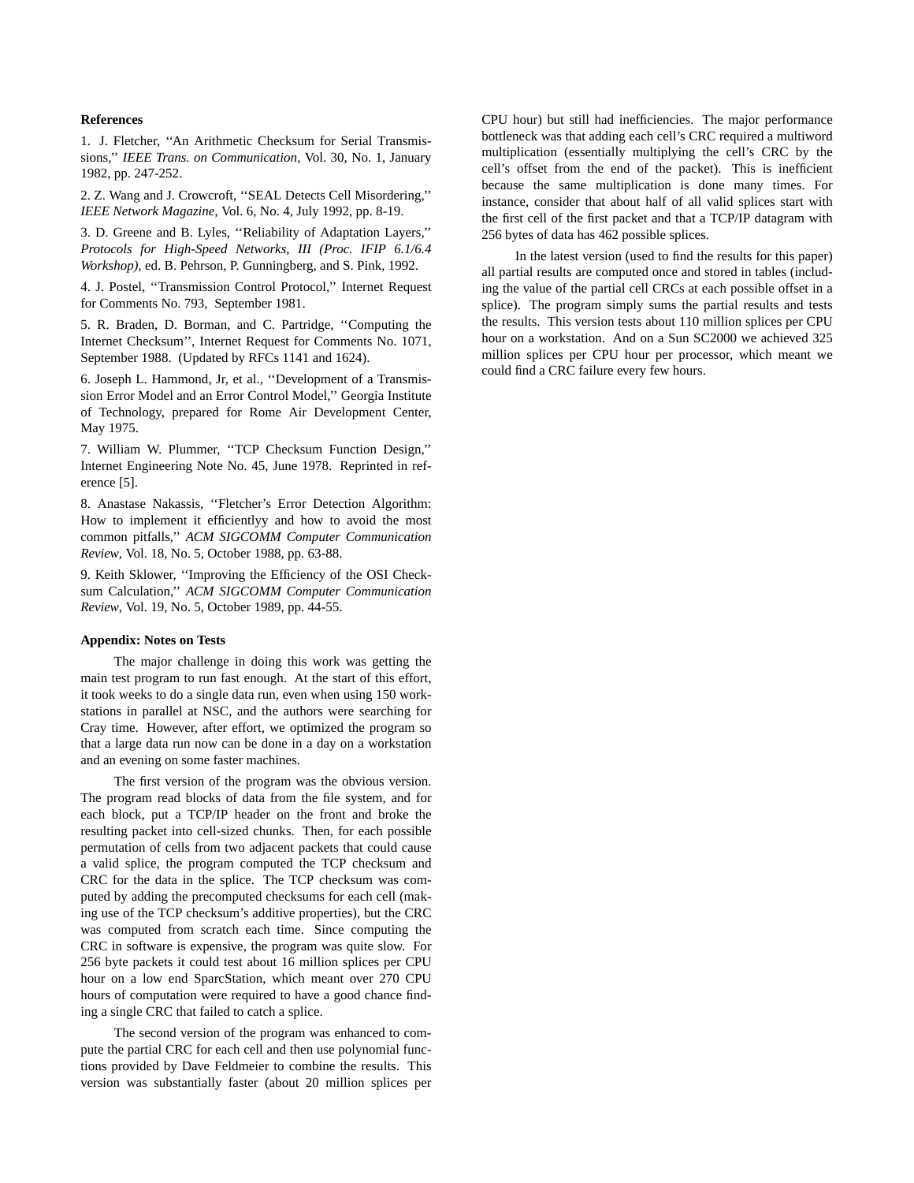## References

1. J. Fletcher, ''An Arithmetic Checksum for Serial Transmissions,'' *IEEE Trans. on Communication*, Vol. 30, No. 1, January 1982, pp. 247-252.

2. Z. Wang and J. Crowcroft, ''SEAL Detects Cell Misordering,'' *IEEE Network Magazine*, Vol. 6, No. 4, July 1992, pp. 8-19.

3. D. Greene and B. Lyles, ''Reliability of Adaptation Layers,'' *Protocols for High-Speed Networks, III (Proc. IFIP 6.1/6.4 Workshop)*, ed. B. Pehrson, P. Gunningberg, and S. Pink, 1992.

4. J. Postel, ''Transmission Control Protocol,'' Internet Request for Comments No. 793, September 1981.

5. R. Braden, D. Borman, and C. Partridge, ''Computing the Internet Checksum'', Internet Request for Comments No. 1071, September 1988. (Updated by RFCs 1141 and 1624).

6. Joseph L. Hammond, Jr, et al., ''Development of a Transmission Error Model and an Error Control Model,'' Georgia Institute of Technology, prepared for Rome Air Development Center, May 1975.

7. William W. Plummer, ''TCP Checksum Function Design,'' Internet Engineering Note No. 45, June 1978. Reprinted in reference [5].

8. Anastase Nakassis, ''Fletcher's Error Detection Algorithm: How to implement it efficientlyy and how to avoid the most common pitfalls,'' *ACM SIGCOMM Computer Communication Review*, Vol. 18, No. 5, October 1988, pp. 63-88.

9. Keith Sklower, ''Improving the Efficiency of the OSI Checksum Calculation,'' *ACM SIGCOMM Computer Communication Review*, Vol. 19, No. 5, October 1989, pp. 44-55.

## Appendix: Notes on Tests

The major challenge in doing this work was getting the main test program to run fast enough. At the start of this effort, it took weeks to do a single data run, even when using 150 workstations in parallel at NSC, and the authors were searching for Cray time. However, after effort, we optimized the program so that a large data run now can be done in a day on a workstation and an evening on some faster machines.

The first version of the program was the obvious version. The program read blocks of data from the file system, and for each block, put a TCP/IP header on the front and broke the resulting packet into cell-sized chunks. Then, for each possible permutation of cells from two adjacent packets that could cause a valid splice, the program computed the TCP checksum and CRC for the data in the splice. The TCP checksum was computed by adding the precomputed checksums for each cell (making use of the TCP checksum's additive properties), but the CRC was computed from scratch each time. Since computing the CRC in software is expensive, the program was quite slow. For 256 byte packets it could test about 16 million splices per CPU hour on a low end SparcStation, which meant over 270 CPU hours of computation were required to have a good chance finding a single CRC that failed to catch a splice.

The second version of the program was enhanced to compute the partial CRC for each cell and then use polynomial functions provided by Dave Feldmeier to combine the results. This version was substantially faster (about 20 million splices per CPU hour) but still had inefficiencies. The major performance bottleneck was that adding each cell's CRC required a multiword multiplication (essentially multiplying the cell's CRC by the cell's offset from the end of the packet). This is inefficient because the same multiplication is done many times. For instance, consider that about half of all valid splices start with the first cell of the first packet and that a TCP/IP datagram with 256 bytes of data has 462 possible splices.

In the latest version (used to find the results for this paper) all partial results are computed once and stored in tables (including the value of the partial cell CRCs at each possible offset in a splice). The program simply sums the partial results and tests the results. This version tests about 110 million splices per CPU hour on a workstation. And on a Sun SC2000 we achieved 325 million splices per CPU hour per processor, which meant we could find a CRC failure every few hours.